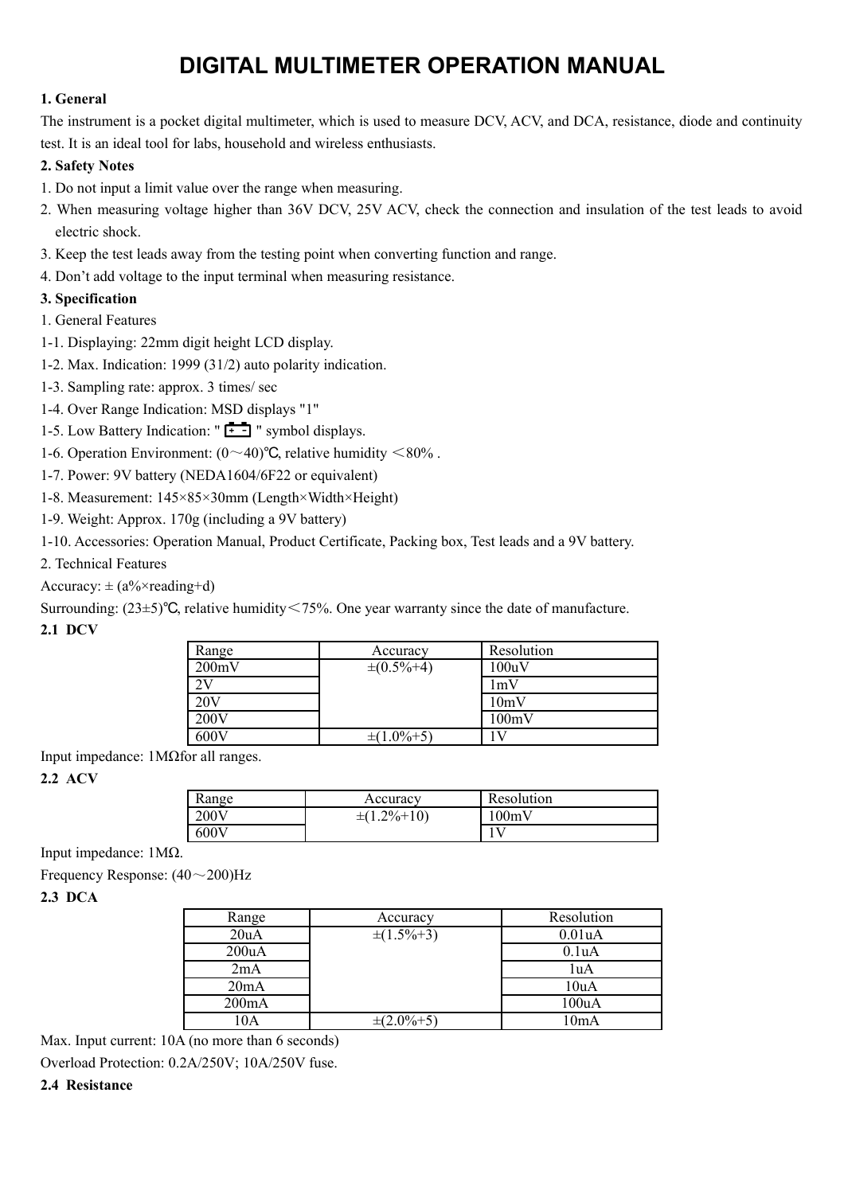# DIGITAL MULTIMETER OPERATION MANUAL

**1. General**

The instrument is a pocket digital multimeter, which is used to measure DCV, ACV, and DCA, resistance, diode and continuity test. It is an ideal tool for labs, household and wireless enthusiasts.

**2. Safety Notes**

1. Do not input a limit value over the range when measuring.
2. When measuring voltage higher than 36V DCV, 25V ACV, check the connection and insulation of the test leads to avoid electric shock.
3. Keep the test leads away from the testing point when converting function and range.
4. Don't add voltage to the input terminal when measuring resistance.

**3. Specification**

1. General Features

1-1. Displaying: 22mm digit height LCD display.

1-2. Max. Indication: 1999 (31/2) auto polarity indication.

1-3. Sampling rate: approx. 3 times/ sec

1-4. Over Range Indication: MSD displays "1"

1-5. Low Battery Indication: " [+ -] " symbol displays.

1-6. Operation Environment: (0～40)℃, relative humidity ＜80% .

1-7. Power: 9V battery (NEDA1604/6F22 or equivalent)

1-8. Measurement: 145×85×30mm (Length×Width×Height)

1-9. Weight: Approx. 170g (including a 9V battery)

1-10. Accessories: Operation Manual, Product Certificate, Packing box, Test leads and a 9V battery.

2. Technical Features

Accuracy: ± (a%×reading+d)

Surrounding: (23±5)℃, relative humidity＜75%. One year warranty since the date of manufacture.

**2.1 DCV**

| Range | Accuracy | Resolution |
|---|---|---|
| 200mV | ±(0.5%+4) | 100uV |
| 2V | | 1mV |
| 20V | | 10mV |
| 200V | | 100mV |
| 600V | ±(1.0%+5) | 1V |

Input impedance: 1MΩfor all ranges.

**2.2 ACV**

| Range | Accuracy | Resolution |
|---|---|---|
| 200V | ±(1.2%+10) | 100mV |
| 600V | | 1V |

Input impedance: 1MΩ.

Frequency Response: (40～200)Hz

**2.3 DCA**

| Range | Accuracy | Resolution |
|---|---|---|
| 20uA | ±(1.5%+3) | 0.01uA |
| 200uA | | 0.1uA |
| 2mA | | 1uA |
| 20mA | | 10uA |
| 200mA | | 100uA |
| 10A | ±(2.0%+5) | 10mA |

Max. Input current: 10A (no more than 6 seconds)

Overload Protection: 0.2A/250V; 10A/250V fuse.

**2.4 Resistance**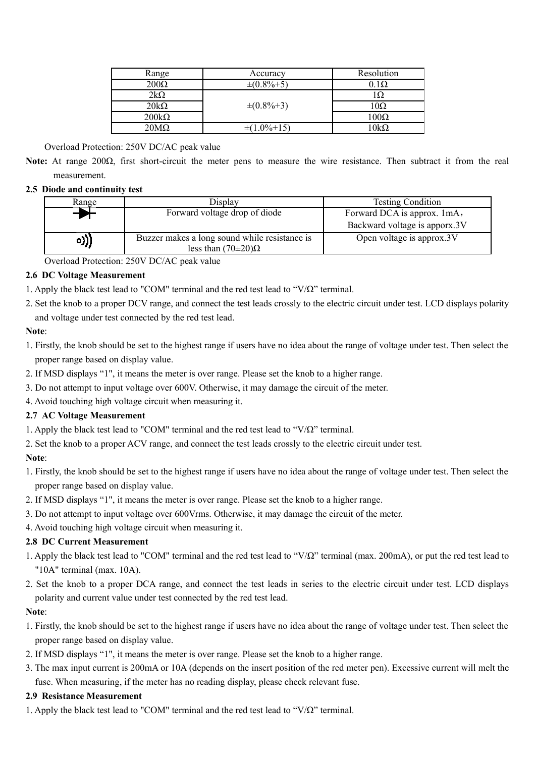| Range | Accuracy | Resolution |
| --- | --- | --- |
| 200Ω | ±(0.8%+5) | 0.1Ω |
| 2kΩ | ±(0.8%+3) | 1Ω |
| 20kΩ | | 10Ω |
| 200kΩ | | 100Ω |
| 20MΩ | ±(1.0%+15) | 10kΩ |

Overload Protection: 250V DC/AC peak value

**Note:** At range 200Ω, first short-circuit the meter pens to measure the wire resistance. Then subtract it from the real measurement.

### 2.5 Diode and continuity test

| Range | Display | Testing Condition |
| --- | --- | --- |
| (diode) | Forward voltage drop of diode | Forward DCA is approx. 1mA，Backward voltage is apporx.3V |
| (continuity) | Buzzer makes a long sound while resistance is less than (70±20)Ω | Open voltage is approx.3V |

Overload Protection: 250V DC/AC peak value

### 2.6 DC Voltage Measurement

1. Apply the black test lead to "COM" terminal and the red test lead to “V/Ω” terminal.
2. Set the knob to a proper DCV range, and connect the test leads crossly to the electric circuit under test. LCD displays polarity and voltage under test connected by the red test lead.

**Note**:

1. Firstly, the knob should be set to the highest range if users have no idea about the range of voltage under test. Then select the proper range based on display value.
2. If MSD displays “1", it means the meter is over range. Please set the knob to a higher range.
3. Do not attempt to input voltage over 600V. Otherwise, it may damage the circuit of the meter.
4. Avoid touching high voltage circuit when measuring it.

### 2.7 AC Voltage Measurement

1. Apply the black test lead to "COM" terminal and the red test lead to “V/Ω” terminal.
2. Set the knob to a proper ACV range, and connect the test leads crossly to the electric circuit under test.

**Note**:

1. Firstly, the knob should be set to the highest range if users have no idea about the range of voltage under test. Then select the proper range based on display value.
2. If MSD displays “1", it means the meter is over range. Please set the knob to a higher range.
3. Do not attempt to input voltage over 600Vrms. Otherwise, it may damage the circuit of the meter.
4. Avoid touching high voltage circuit when measuring it.

### 2.8 DC Current Measurement

1. Apply the black test lead to "COM" terminal and the red test lead to “V/Ω” terminal (max. 200mA), or put the red test lead to "10A" terminal (max. 10A).
2. Set the knob to a proper DCA range, and connect the test leads in series to the electric circuit under test. LCD displays polarity and current value under test connected by the red test lead.

**Note**:

1. Firstly, the knob should be set to the highest range if users have no idea about the range of voltage under test. Then select the proper range based on display value.
2. If MSD displays “1", it means the meter is over range. Please set the knob to a higher range.
3. The max input current is 200mA or 10A (depends on the insert position of the red meter pen). Excessive current will melt the fuse. When measuring, if the meter has no reading display, please check relevant fuse.

### 2.9 Resistance Measurement

1. Apply the black test lead to "COM" terminal and the red test lead to “V/Ω” terminal.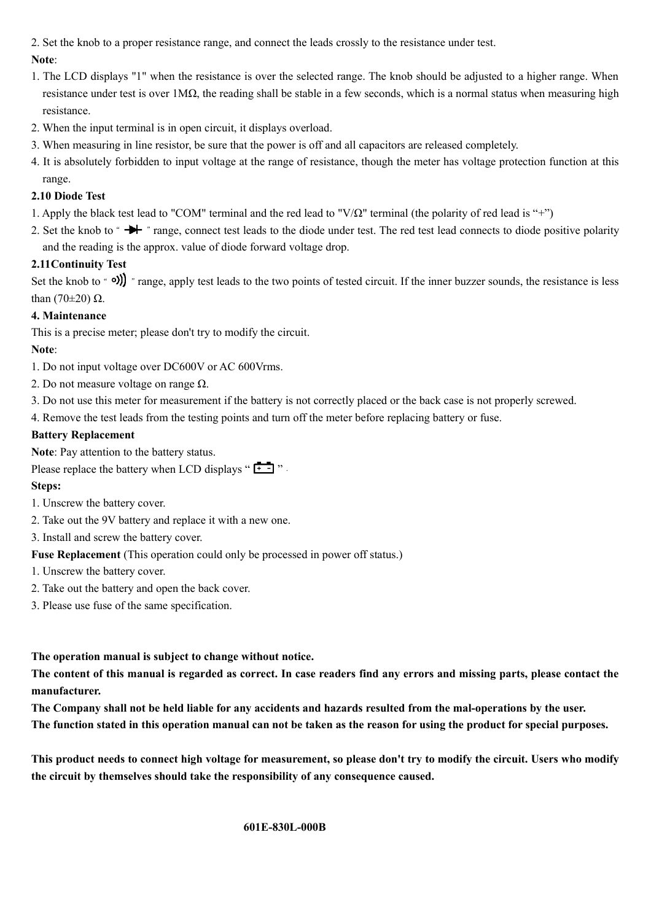2. Set the knob to a proper resistance range, and connect the leads crossly to the resistance under test.

**Note**:

1. The LCD displays "1" when the resistance is over the selected range. The knob should be adjusted to a higher range. When resistance under test is over 1MΩ, the reading shall be stable in a few seconds, which is a normal status when measuring high resistance.
2. When the input terminal is in open circuit, it displays overload.
3. When measuring in line resistor, be sure that the power is off and all capacitors are released completely.
4. It is absolutely forbidden to input voltage at the range of resistance, though the meter has voltage protection function at this range.

**2.10 Diode Test**

1. Apply the black test lead to "COM" terminal and the red lead to "V/Ω" terminal (the polarity of red lead is "+")
2. Set the knob to " ⯈|" range, connect test leads to the diode under test. The red test lead connects to diode positive polarity and the reading is the approx. value of diode forward voltage drop.

**2.11Continuity Test**

Set the knob to " •))) " range, apply test leads to the two points of tested circuit. If the inner buzzer sounds, the resistance is less than (70±20) Ω.

**4. Maintenance**

This is a precise meter; please don't try to modify the circuit.

**Note**:

1. Do not input voltage over DC600V or AC 600Vrms.
2. Do not measure voltage on range Ω.
3. Do not use this meter for measurement if the battery is not correctly placed or the back case is not properly screwed.
4. Remove the test leads from the testing points and turn off the meter before replacing battery or fuse.

**Battery Replacement**

**Note**: Pay attention to the battery status.

Please replace the battery when LCD displays " [+ -] ".

**Steps:**

1. Unscrew the battery cover.
2. Take out the 9V battery and replace it with a new one.
3. Install and screw the battery cover.

**Fuse Replacement** (This operation could only be processed in power off status.)

1. Unscrew the battery cover.
2. Take out the battery and open the back cover.
3. Please use fuse of the same specification.

**The operation manual is subject to change without notice.**

**The content of this manual is regarded as correct. In case readers find any errors and missing parts, please contact the manufacturer.**

**The Company shall not be held liable for any accidents and hazards resulted from the mal-operations by the user.**

**The function stated in this operation manual can not be taken as the reason for using the product for special purposes.**

**This product needs to connect high voltage for measurement, so please don't try to modify the circuit. Users who modify the circuit by themselves should take the responsibility of any consequence caused.**

**601E-830L-000B**